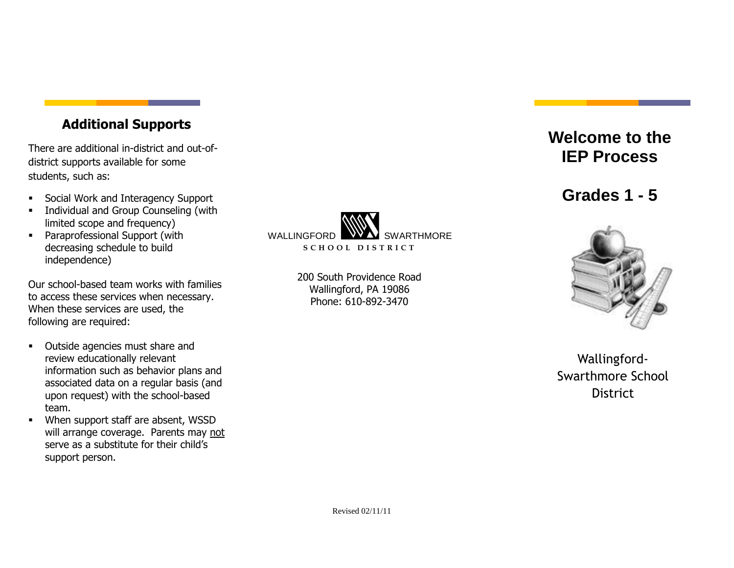## Additional Supports

There are additional in-district and out-of-district supports available for some students, such as:

- Social Work and Interagency Support
- Individual and Group Counseling (with limited scope and frequency)
- Paraprofessional Support (with decreasing schedule to build independence)

Our school-based team works with families to access these services when necessary. When these services are used, the following are required:

- Outside agencies must share and review educationally relevant information such as behavior plans and associated data on a regular basis (and upon request) with the school-based team.
- When support staff are absent, WSSD will arrange coverage. Parents may not serve as a substitute for their child's support person.

WALLINGFORD SWARTHMORE
SCHOOL DISTRICT

200 South Providence Road
Wallingford, PA 19086
Phone: 610-892-3470

Revised 02/11/11

# Welcome to the IEP Process

# Grades 1 - 5

Wallingford-Swarthmore School District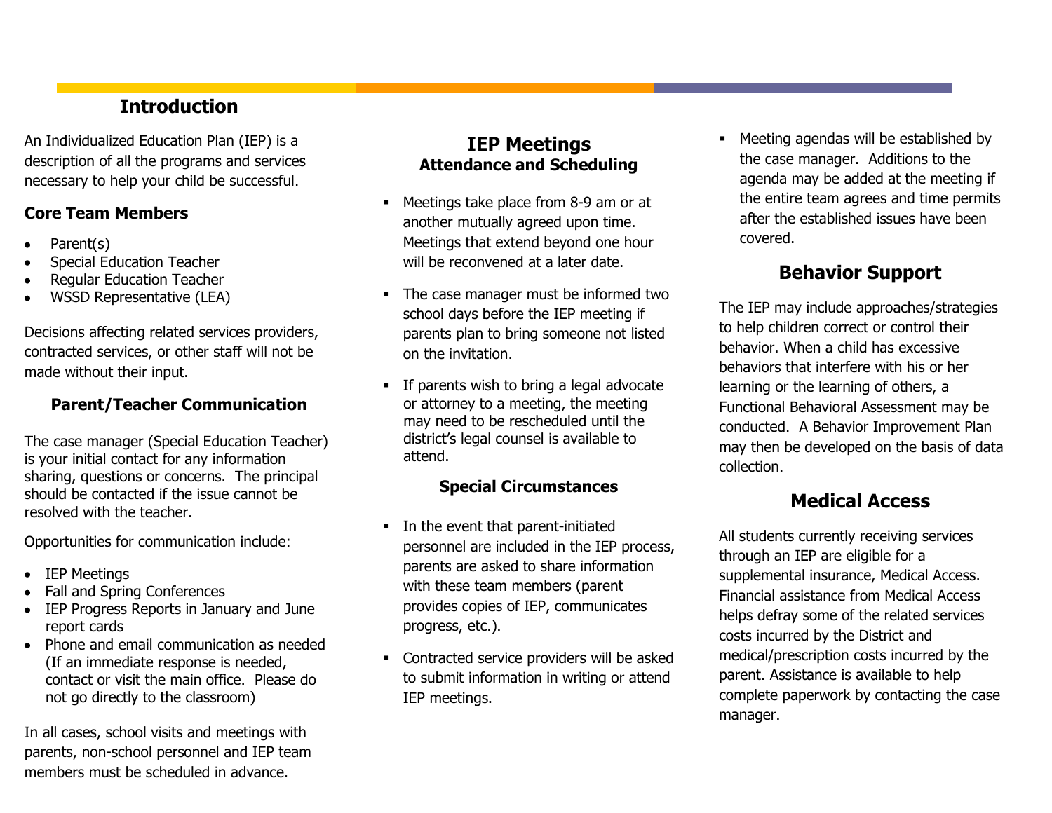## Introduction

An Individualized Education Plan (IEP) is a description of all the programs and services necessary to help your child be successful.

### Core Team Members

- Parent(s)
- Special Education Teacher
- Regular Education Teacher
- WSSD Representative (LEA)

Decisions affecting related services providers, contracted services, or other staff will not be made without their input.

### Parent/Teacher Communication

The case manager (Special Education Teacher) is your initial contact for any information sharing, questions or concerns. The principal should be contacted if the issue cannot be resolved with the teacher.

Opportunities for communication include:

- IEP Meetings
- Fall and Spring Conferences
- IEP Progress Reports in January and June report cards
- Phone and email communication as needed (If an immediate response is needed, contact or visit the main office. Please do not go directly to the classroom)

In all cases, school visits and meetings with parents, non-school personnel and IEP team members must be scheduled in advance.

## IEP Meetings

### Attendance and Scheduling

- Meetings take place from 8-9 am or at another mutually agreed upon time. Meetings that extend beyond one hour will be reconvened at a later date.
- The case manager must be informed two school days before the IEP meeting if parents plan to bring someone not listed on the invitation.
- If parents wish to bring a legal advocate or attorney to a meeting, the meeting may need to be rescheduled until the district's legal counsel is available to attend.

### Special Circumstances

- In the event that parent-initiated personnel are included in the IEP process, parents are asked to share information with these team members (parent provides copies of IEP, communicates progress, etc.).
- Contracted service providers will be asked to submit information in writing or attend IEP meetings.
- Meeting agendas will be established by the case manager. Additions to the agenda may be added at the meeting if the entire team agrees and time permits after the established issues have been covered.

## Behavior Support

The IEP may include approaches/strategies to help children correct or control their behavior. When a child has excessive behaviors that interfere with his or her learning or the learning of others, a Functional Behavioral Assessment may be conducted. A Behavior Improvement Plan may then be developed on the basis of data collection.

## Medical Access

All students currently receiving services through an IEP are eligible for a supplemental insurance, Medical Access. Financial assistance from Medical Access helps defray some of the related services costs incurred by the District and medical/prescription costs incurred by the parent. Assistance is available to help complete paperwork by contacting the case manager.